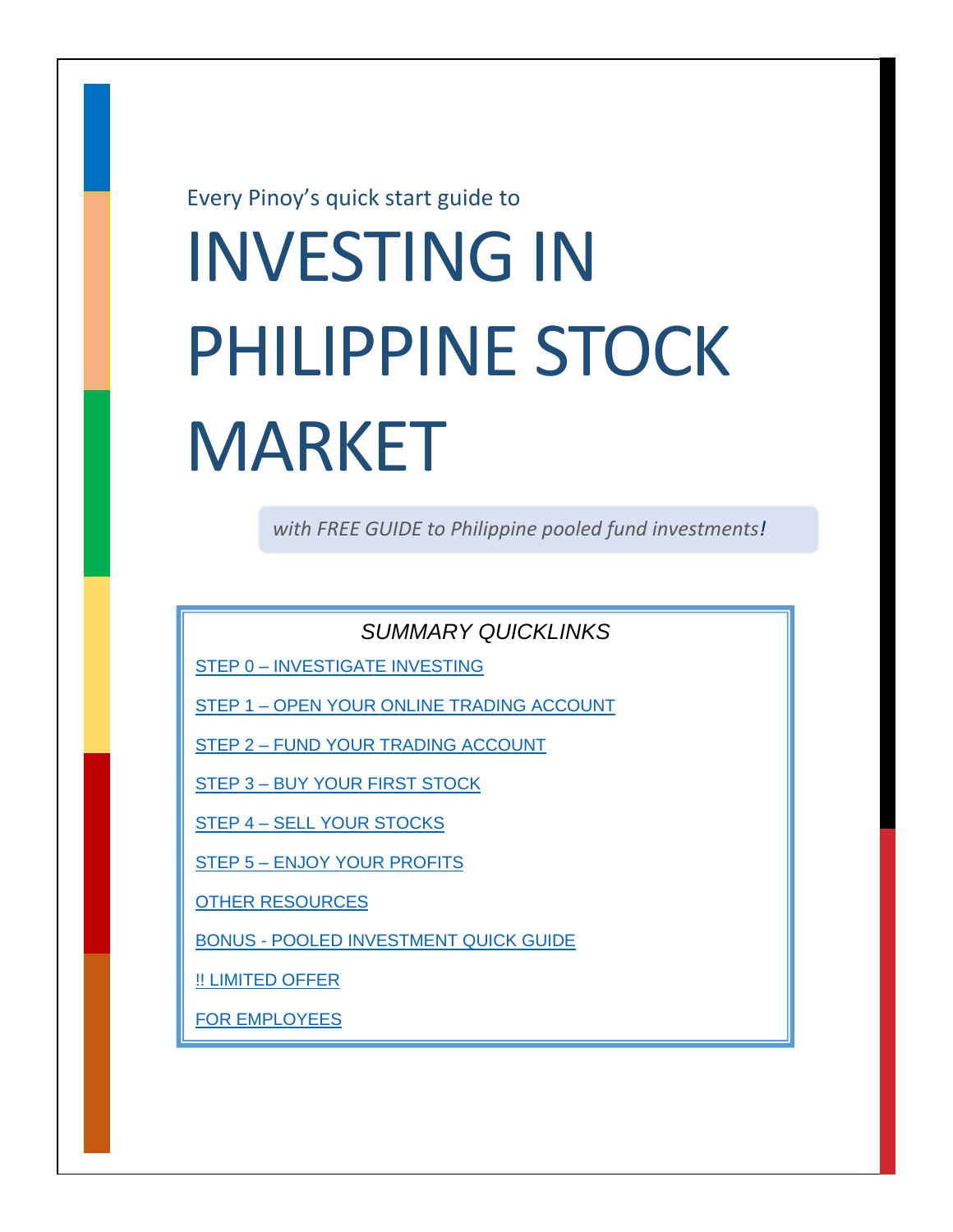Every Pinoy's quick start guide to

# INVESTING IN PHILIPPINE STOCK MARKET

*with FREE GUIDE to Philippine pooled fund investments!*

*SUMMARY QUICKLINKS*

- STEP 0 – INVESTIGATE INVESTING
- STEP 1 – OPEN YOUR ONLINE TRADING ACCOUNT
- STEP 2 – FUND YOUR TRADING ACCOUNT
- STEP 3 – BUY YOUR FIRST STOCK
- STEP 4 – SELL YOUR STOCKS
- STEP 5 – ENJOY YOUR PROFITS
- OTHER RESOURCES
- BONUS - POOLED INVESTMENT QUICK GUIDE
- !! LIMITED OFFER
- FOR EMPLOYEES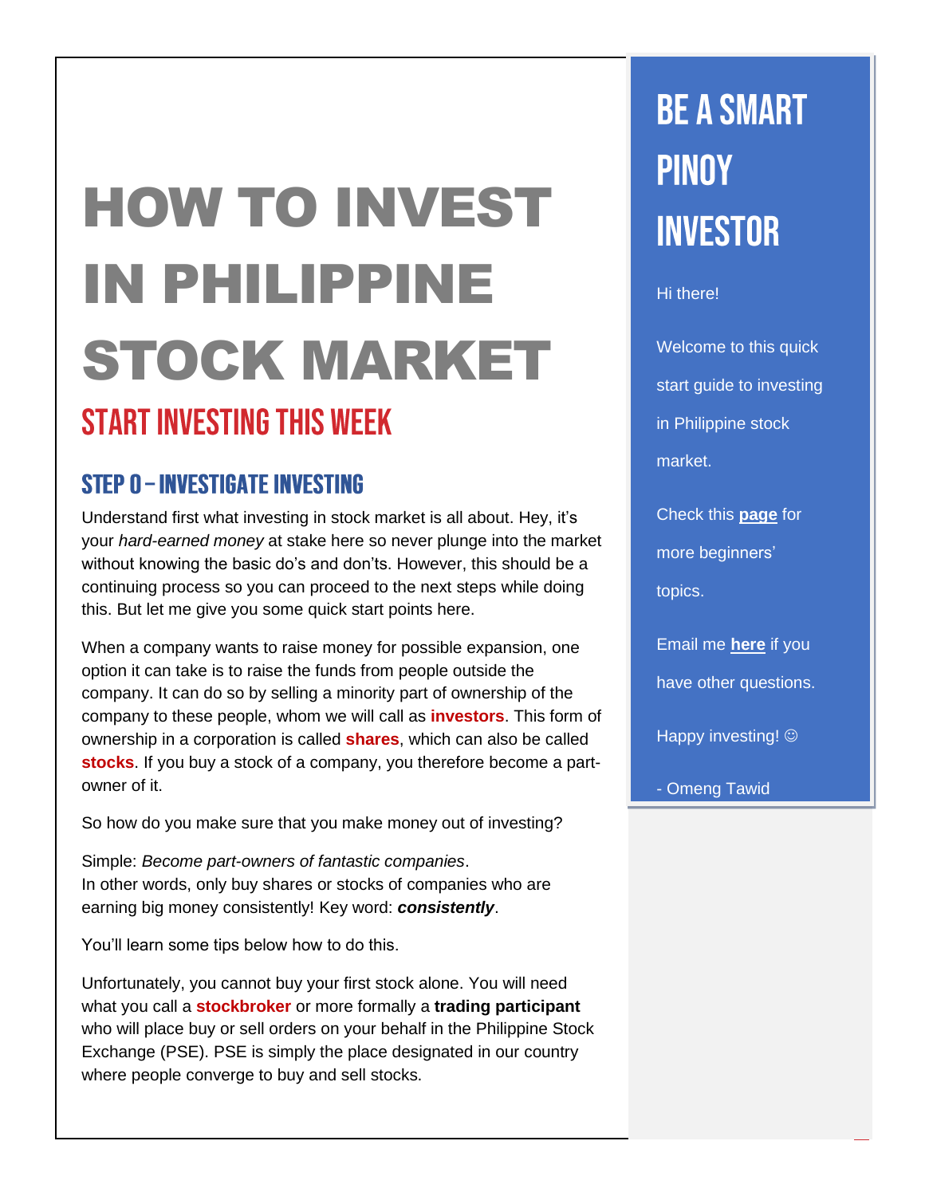# HOW TO INVEST IN PHILIPPINE STOCK MARKET

## START INVESTING THIS WEEK

### STEP 0 – INVESTIGATE INVESTING

Understand first what investing in stock market is all about. Hey, it's your *hard-earned money* at stake here so never plunge into the market without knowing the basic do's and don'ts. However, this should be a continuing process so you can proceed to the next steps while doing this. But let me give you some quick start points here.

When a company wants to raise money for possible expansion, one option it can take is to raise the funds from people outside the company. It can do so by selling a minority part of ownership of the company to these people, whom we will call as **investors**. This form of ownership in a corporation is called **shares**, which can also be called **stocks**. If you buy a stock of a company, you therefore become a part-owner of it.

So how do you make sure that you make money out of investing?

Simple: *Become part-owners of fantastic companies*.
In other words, only buy shares or stocks of companies who are earning big money consistently! Key word: ***consistently***.

You'll learn some tips below how to do this.

Unfortunately, you cannot buy your first stock alone. You will need what you call a **stockbroker** or more formally a **trading participant** who will place buy or sell orders on your behalf in the Philippine Stock Exchange (PSE). PSE is simply the place designated in our country where people converge to buy and sell stocks.

## BE A SMART PINOY INVESTOR

Hi there!

Welcome to this quick start guide to investing in Philippine stock market.

Check this **page** for more beginners' topics.

Email me **here** if you have other questions.

Happy investing! ☺

- Omeng Tawid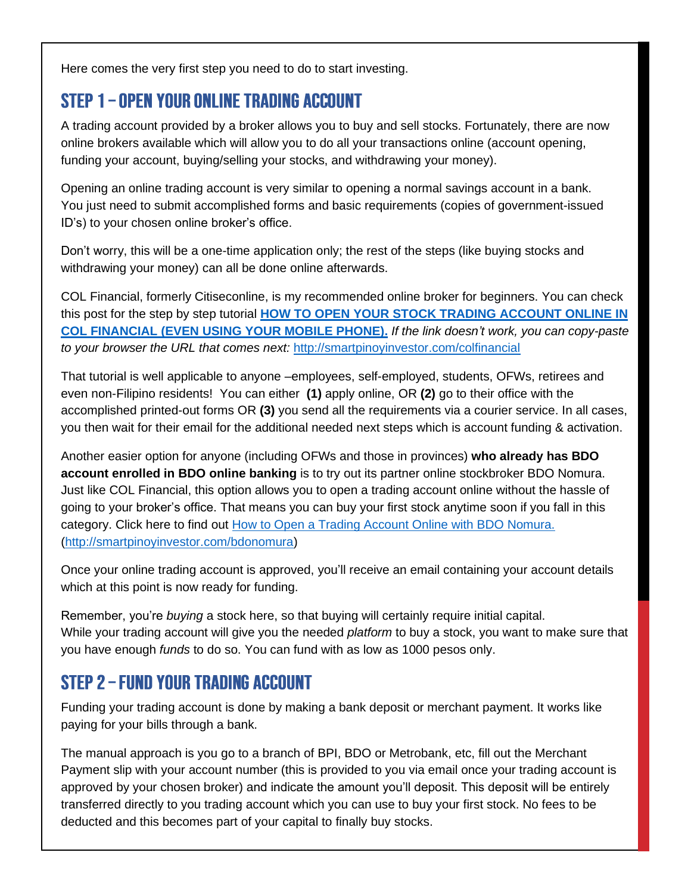Here comes the very first step you need to do to start investing.

## STEP 1 – OPEN YOUR ONLINE TRADING ACCOUNT

A trading account provided by a broker allows you to buy and sell stocks. Fortunately, there are now online brokers available which will allow you to do all your transactions online (account opening, funding your account, buying/selling your stocks, and withdrawing your money).

Opening an online trading account is very similar to opening a normal savings account in a bank. You just need to submit accomplished forms and basic requirements (copies of government-issued ID's) to your chosen online broker's office.

Don't worry, this will be a one-time application only; the rest of the steps (like buying stocks and withdrawing your money) can all be done online afterwards.

COL Financial, formerly Citiseconline, is my recommended online broker for beginners. You can check this post for the step by step tutorial **[HOW TO OPEN YOUR STOCK TRADING ACCOUNT ONLINE IN COL FINANCIAL (EVEN USING YOUR MOBILE PHONE).](http://smartpinoyinvestor.com/colfinancial)** *If the link doesn't work, you can copy-paste to your browser the URL that comes next:* http://smartpinoyinvestor.com/colfinancial

That tutorial is well applicable to anyone –employees, self-employed, students, OFWs, retirees and even non-Filipino residents! You can either **(1)** apply online, OR **(2)** go to their office with the accomplished printed-out forms OR **(3)** you send all the requirements via a courier service. In all cases, you then wait for their email for the additional needed next steps which is account funding & activation.

Another easier option for anyone (including OFWs and those in provinces) **who already has BDO account enrolled in BDO online banking** is to try out its partner online stockbroker BDO Nomura. Just like COL Financial, this option allows you to open a trading account online without the hassle of going to your broker's office. That means you can buy your first stock anytime soon if you fall in this category. Click here to find out [How to Open a Trading Account Online with BDO Nomura.](http://smartpinoyinvestor.com/bdonomura) (http://smartpinoyinvestor.com/bdonomura)

Once your online trading account is approved, you'll receive an email containing your account details which at this point is now ready for funding.

Remember, you're *buying* a stock here, so that buying will certainly require initial capital. While your trading account will give you the needed *platform* to buy a stock, you want to make sure that you have enough *funds* to do so. You can fund with as low as 1000 pesos only.

## STEP 2 – FUND YOUR TRADING ACCOUNT

Funding your trading account is done by making a bank deposit or merchant payment. It works like paying for your bills through a bank.

The manual approach is you go to a branch of BPI, BDO or Metrobank, etc, fill out the Merchant Payment slip with your account number (this is provided to you via email once your trading account is approved by your chosen broker) and indicate the amount you'll deposit. This deposit will be entirely transferred directly to you trading account which you can use to buy your first stock. No fees to be deducted and this becomes part of your capital to finally buy stocks.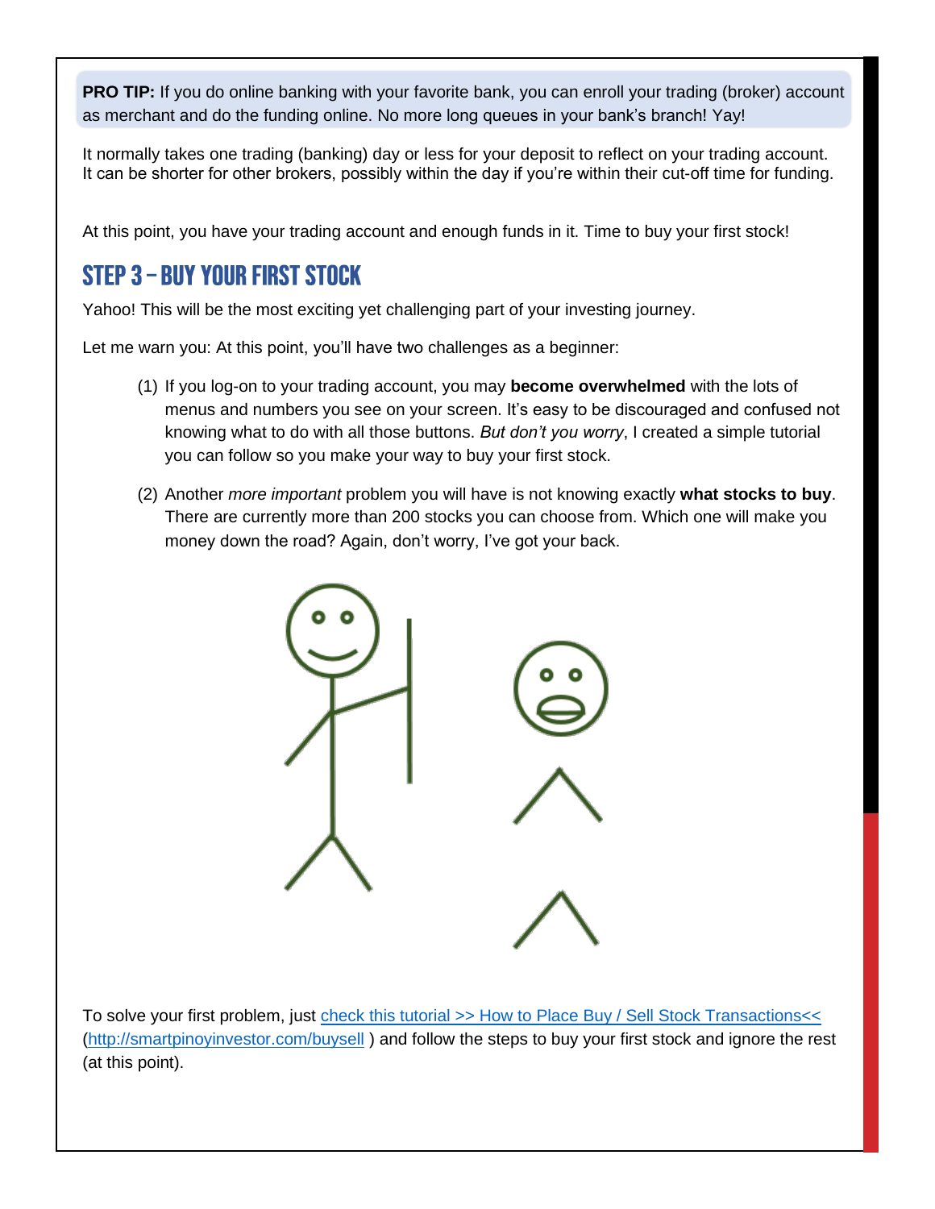**PRO TIP:** If you do online banking with your favorite bank, you can enroll your trading (broker) account as merchant and do the funding online. No more long queues in your bank's branch! Yay!

It normally takes one trading (banking) day or less for your deposit to reflect on your trading account. It can be shorter for other brokers, possibly within the day if you're within their cut-off time for funding.

At this point, you have your trading account and enough funds in it. Time to buy your first stock!

## STEP 3 – BUY YOUR FIRST STOCK

Yahoo! This will be the most exciting yet challenging part of your investing journey.

Let me warn you: At this point, you'll have two challenges as a beginner:

(1) If you log-on to your trading account, you may **become overwhelmed** with the lots of menus and numbers you see on your screen. It's easy to be discouraged and confused not knowing what to do with all those buttons. *But don't you worry*, I created a simple tutorial you can follow so you make your way to buy your first stock.

(2) Another *more important* problem you will have is not knowing exactly **what stocks to buy**. There are currently more than 200 stocks you can choose from. Which one will make you money down the road? Again, don't worry, I've got your back.

To solve your first problem, just [check this tutorial >> How to Place Buy / Sell Stock Transactions<<](http://smartpinoyinvestor.com/buysell) ([http://smartpinoyinvestor.com/buysell](http://smartpinoyinvestor.com/buysell) ) and follow the steps to buy your first stock and ignore the rest (at this point).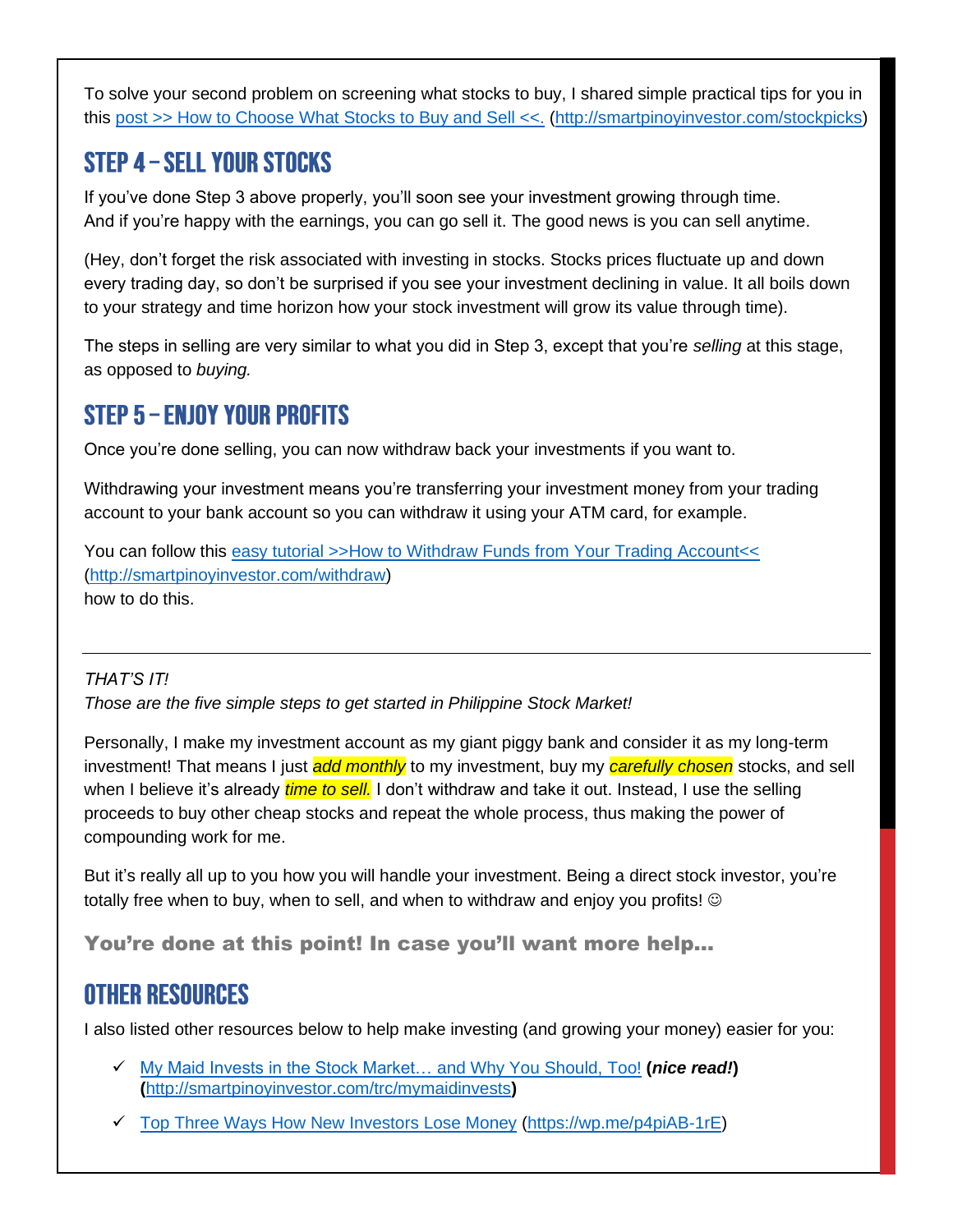To solve your second problem on screening what stocks to buy, I shared simple practical tips for you in this [post >> How to Choose What Stocks to Buy and Sell <<.](http://smartpinoyinvestor.com/stockpicks) (http://smartpinoyinvestor.com/stockpicks)

## STEP 4 – SELL YOUR STOCKS

If you've done Step 3 above properly, you'll soon see your investment growing through time. And if you're happy with the earnings, you can go sell it. The good news is you can sell anytime.

(Hey, don't forget the risk associated with investing in stocks. Stocks prices fluctuate up and down every trading day, so don't be surprised if you see your investment declining in value. It all boils down to your strategy and time horizon how your stock investment will grow its value through time).

The steps in selling are very similar to what you did in Step 3, except that you're *selling* at this stage, as opposed to *buying.*

## STEP 5 – ENJOY YOUR PROFITS

Once you're done selling, you can now withdraw back your investments if you want to.

Withdrawing your investment means you're transferring your investment money from your trading account to your bank account so you can withdraw it using your ATM card, for example.

You can follow this [easy tutorial >>How to Withdraw Funds from Your Trading Account<<](http://smartpinoyinvestor.com/withdraw) (http://smartpinoyinvestor.com/withdraw)
how to do this.

---

*THAT'S IT!*
*Those are the five simple steps to get started in Philippine Stock Market!*

Personally, I make my investment account as my giant piggy bank and consider it as my long-term investment! That means I just ***add monthly*** to my investment, buy my ***carefully chosen*** stocks, and sell when I believe it's already ***time to sell.*** I don't withdraw and take it out. Instead, I use the selling proceeds to buy other cheap stocks and repeat the whole process, thus making the power of compounding work for me.

But it's really all up to you how you will handle your investment. Being a direct stock investor, you're totally free when to buy, when to sell, and when to withdraw and enjoy you profits! ☺

**You're done at this point! In case you'll want more help…**

## OTHER RESOURCES

I also listed other resources below to help make investing (and growing your money) easier for you:

- ✓ [My Maid Invests in the Stock Market… and Why You Should, Too!](http://smartpinoyinvestor.com/trc/mymaidinvests) **(*nice read!*)** **(**http://smartpinoyinvestor.com/trc/mymaidinvests**)**
- ✓ [Top Three Ways How New Investors Lose Money](https://wp.me/p4piAB-1rE) (https://wp.me/p4piAB-1rE)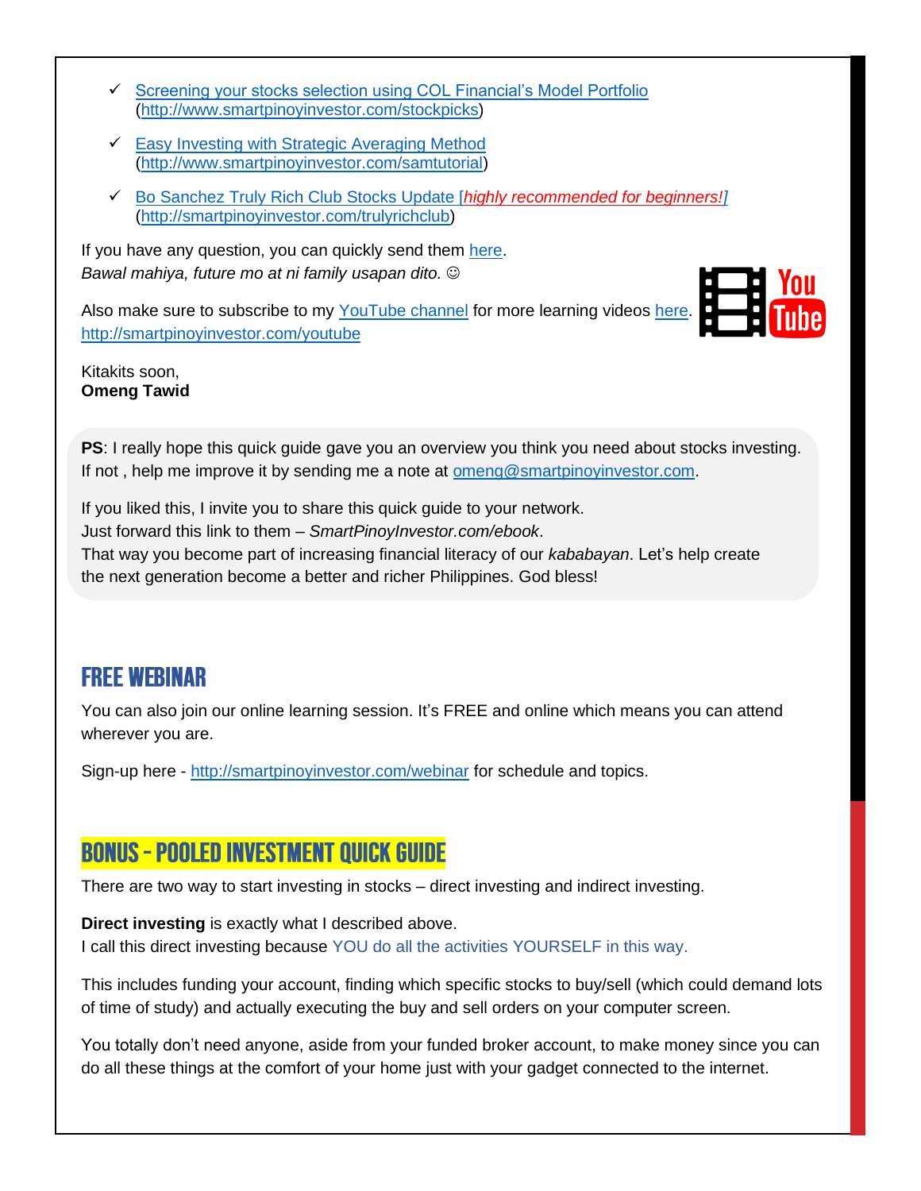- ✓ [Screening your stocks selection using COL Financial's Model Portfolio](http://www.smartpinoyinvestor.com/stockpicks) (http://www.smartpinoyinvestor.com/stockpicks)
- ✓ [Easy Investing with Strategic Averaging Method](http://www.smartpinoyinvestor.com/samtutorial) (http://www.smartpinoyinvestor.com/samtutorial)
- ✓ [Bo Sanchez Truly Rich Club Stocks Update [*highly recommended for beginners!*]](http://smartpinoyinvestor.com/trulyrichclub) (http://smartpinoyinvestor.com/trulyrichclub)

If you have any question, you can quickly send them here.
*Bawal mahiya, future mo at ni family usapan dito.* ☺

Also make sure to subscribe to my YouTube channel for more learning videos here.
http://smartpinoyinvestor.com/youtube

Kitakits soon,
**Omeng Tawid**

**PS**: I really hope this quick guide gave you an overview you think you need about stocks investing. If not , help me improve it by sending me a note at omeng@smartpinoyinvestor.com.

If you liked this, I invite you to share this quick guide to your network.
Just forward this link to them – *SmartPinoyInvestor.com/ebook*.
That way you become part of increasing financial literacy of our *kababayan*. Let's help create the next generation become a better and richer Philippines. God bless!

## FREE WEBINAR

You can also join our online learning session. It's FREE and online which means you can attend wherever you are.

Sign-up here - http://smartpinoyinvestor.com/webinar for schedule and topics.

## BONUS – POOLED INVESTMENT QUICK GUIDE

There are two way to start investing in stocks – direct investing and indirect investing.

**Direct investing** is exactly what I described above.
I call this direct investing because YOU do all the activities YOURSELF in this way.

This includes funding your account, finding which specific stocks to buy/sell (which could demand lots of time of study) and actually executing the buy and sell orders on your computer screen.

You totally don't need anyone, aside from your funded broker account, to make money since you can do all these things at the comfort of your home just with your gadget connected to the internet.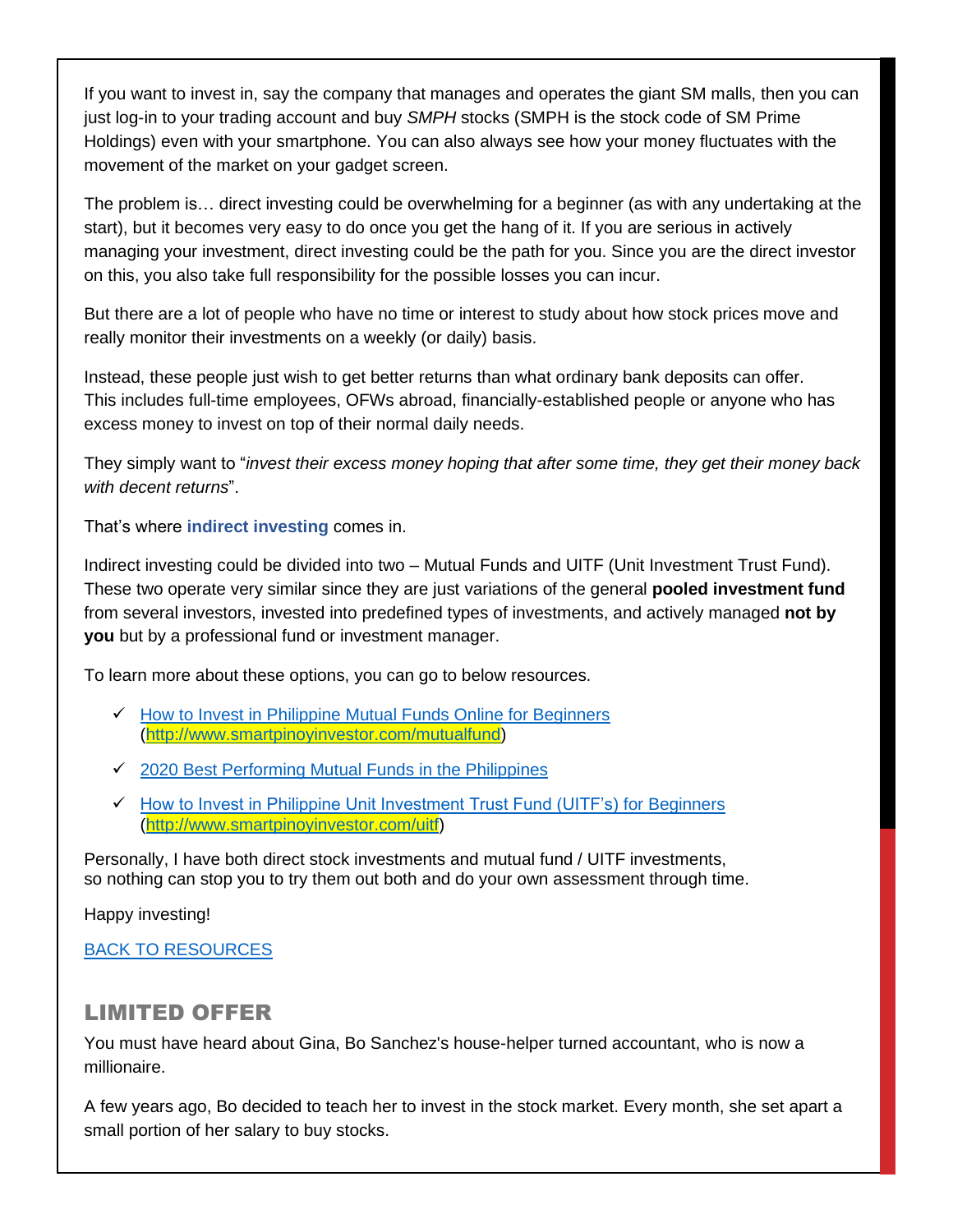If you want to invest in, say the company that manages and operates the giant SM malls, then you can just log-in to your trading account and buy *SMPH* stocks (SMPH is the stock code of SM Prime Holdings) even with your smartphone. You can also always see how your money fluctuates with the movement of the market on your gadget screen.

The problem is… direct investing could be overwhelming for a beginner (as with any undertaking at the start), but it becomes very easy to do once you get the hang of it. If you are serious in actively managing your investment, direct investing could be the path for you. Since you are the direct investor on this, you also take full responsibility for the possible losses you can incur.

But there are a lot of people who have no time or interest to study about how stock prices move and really monitor their investments on a weekly (or daily) basis.

Instead, these people just wish to get better returns than what ordinary bank deposits can offer. This includes full-time employees, OFWs abroad, financially-established people or anyone who has excess money to invest on top of their normal daily needs.

They simply want to "*invest their excess money hoping that after some time, they get their money back with decent returns*".

That's where **indirect investing** comes in.

Indirect investing could be divided into two – Mutual Funds and UITF (Unit Investment Trust Fund). These two operate very similar since they are just variations of the general **pooled investment fund** from several investors, invested into predefined types of investments, and actively managed **not by you** but by a professional fund or investment manager.

To learn more about these options, you can go to below resources.

- ✓ [How to Invest in Philippine Mutual Funds Online for Beginners](http://www.smartpinoyinvestor.com/mutualfund) (http://www.smartpinoyinvestor.com/mutualfund)
- ✓ 2020 Best Performing Mutual Funds in the Philippines
- ✓ [How to Invest in Philippine Unit Investment Trust Fund (UITF's) for Beginners](http://www.smartpinoyinvestor.com/uitf) (http://www.smartpinoyinvestor.com/uitf)

Personally, I have both direct stock investments and mutual fund / UITF investments, so nothing can stop you to try them out both and do your own assessment through time.

Happy investing!

BACK TO RESOURCES

## LIMITED OFFER

You must have heard about Gina, Bo Sanchez's house-helper turned accountant, who is now a millionaire.

A few years ago, Bo decided to teach her to invest in the stock market. Every month, she set apart a small portion of her salary to buy stocks.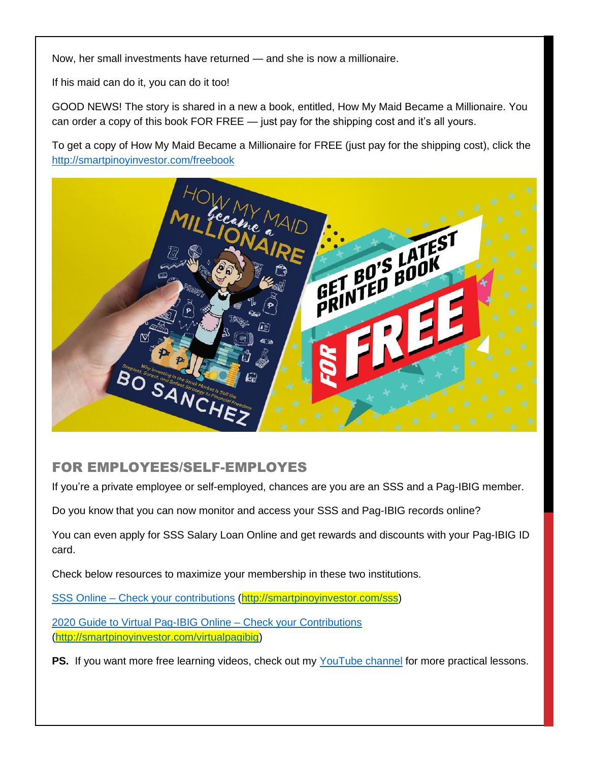Now, her small investments have returned — and she is now a millionaire.

If his maid can do it, you can do it too!

GOOD NEWS! The story is shared in a new a book, entitled, How My Maid Became a Millionaire. You can order a copy of this book FOR FREE — just pay for the shipping cost and it's all yours.

To get a copy of How My Maid Became a Millionaire for FREE (just pay for the shipping cost), click the [http://smartpinoyinvestor.com/freebook](http://smartpinoyinvestor.com/freebook)

## FOR EMPLOYEES/SELF-EMPLOYES

If you're a private employee or self-employed, chances are you are an SSS and a Pag-IBIG member.

Do you know that you can now monitor and access your SSS and Pag-IBIG records online?

You can even apply for SSS Salary Loan Online and get rewards and discounts with your Pag-IBIG ID card.

Check below resources to maximize your membership in these two institutions.

SSS Online – Check your contributions (http://smartpinoyinvestor.com/sss)

2020 Guide to Virtual Pag-IBIG Online – Check your Contributions (http://smartpinoyinvestor.com/virtualpagibig)

**PS.** If you want more free learning videos, check out my YouTube channel for more practical lessons.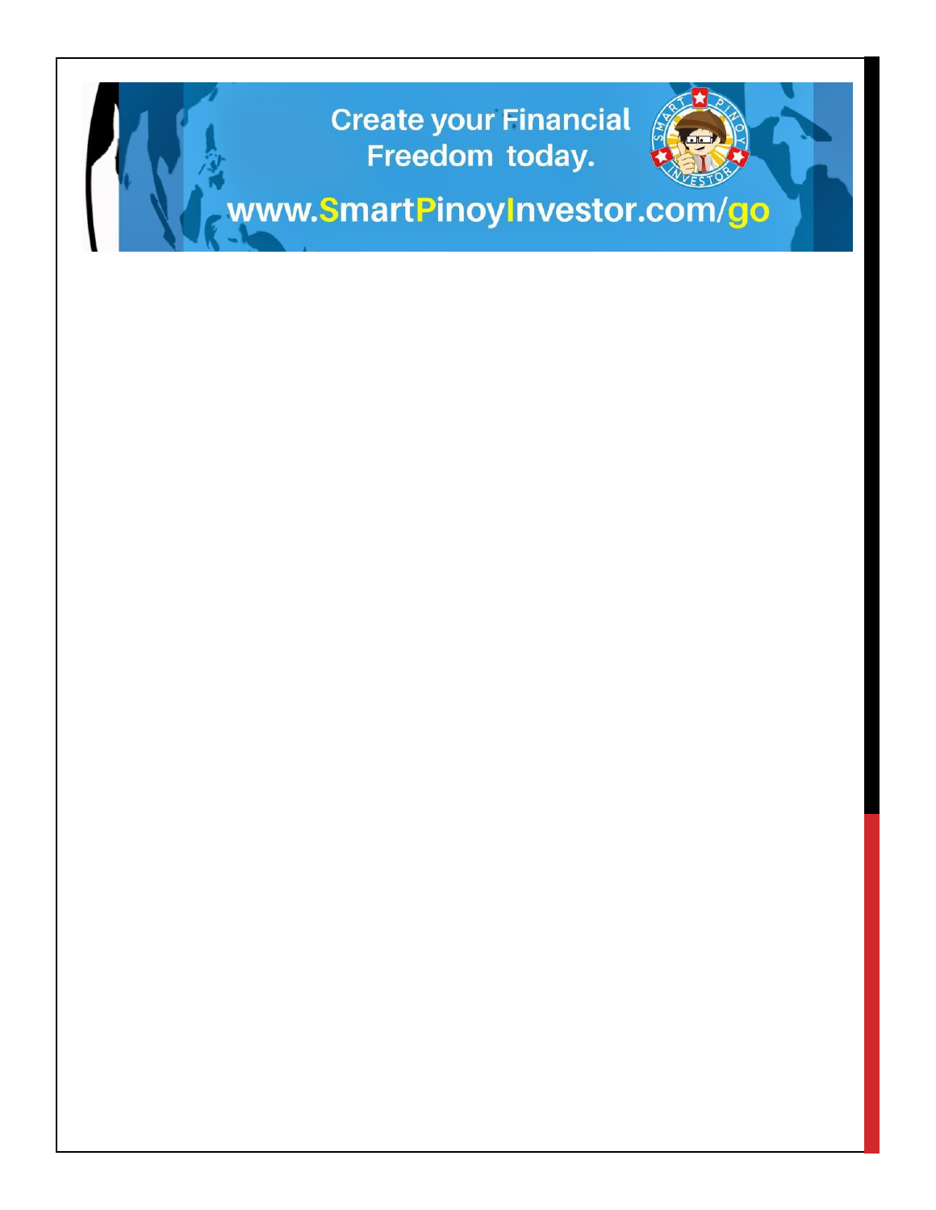Create your Financial Freedom today.

www.SmartPinoyInvestor.com/go